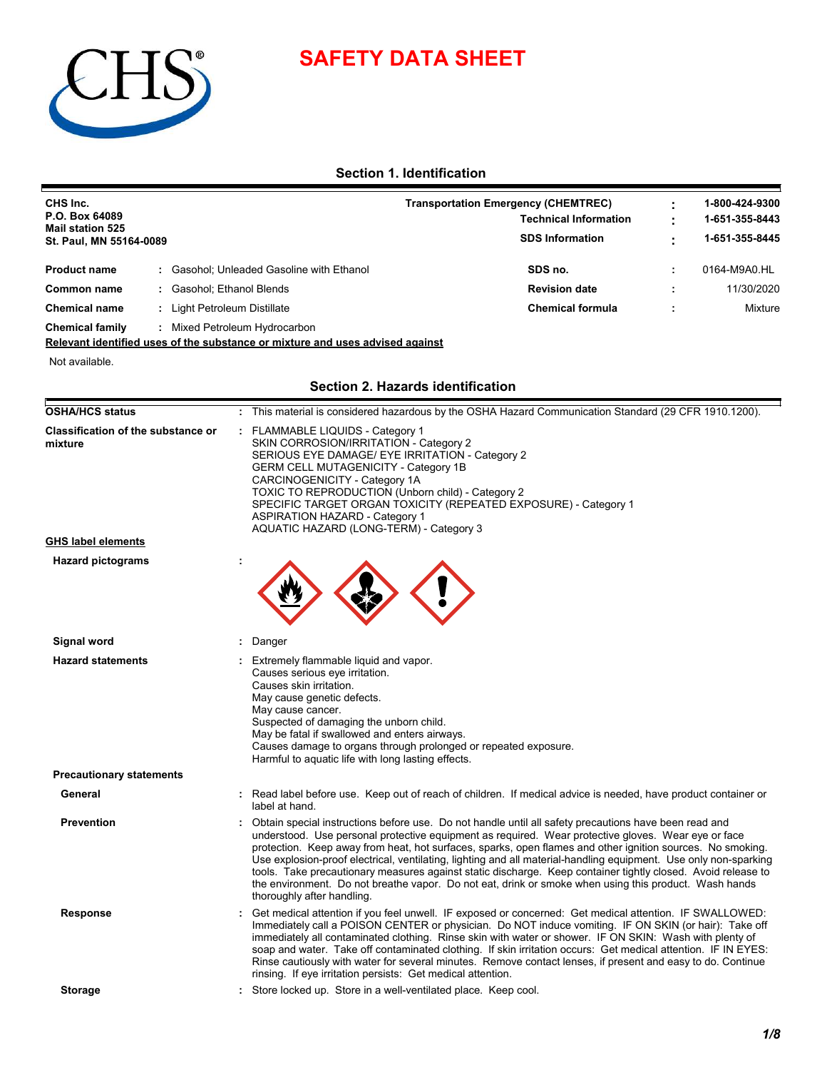# SAFETY DATA SHEET

## Section 1. Identification

**CHS Inc.**
**P.O. Box 64089**
**Mail station 525**
**St. Paul, MN 55164-0089**

| | | |
|---|---|---|
| **Transportation Emergency (CHEMTREC)** | : | **1-800-424-9300** |
| **Technical Information** | : | **1-651-355-8443** |
| **SDS Information** | : | **1-651-355-8445** |

| | | | | |
|---|---|---|---|---|
| **Product name** | : Gasohol; Unleaded Gasoline with Ethanol | **SDS no.** | : | 0164-M9A0.HL |
| **Common name** | : Gasohol; Ethanol Blends | **Revision date** | : | 11/30/2020 |
| **Chemical name** | : Light Petroleum Distillate | **Chemical formula** | : | Mixture |
| **Chemical family** | : Mixed Petroleum Hydrocarbon | | | |

**Relevant identified uses of the substance or mixture and uses advised against**

Not available.

## Section 2. Hazards identification

**OSHA/HCS status** : This material is considered hazardous by the OSHA Hazard Communication Standard (29 CFR 1910.1200).

**Classification of the substance or mixture** : FLAMMABLE LIQUIDS - Category 1
SKIN CORROSION/IRRITATION - Category 2
SERIOUS EYE DAMAGE/ EYE IRRITATION - Category 2
GERM CELL MUTAGENICITY - Category 1B
CARCINOGENICITY - Category 1A
TOXIC TO REPRODUCTION (Unborn child) - Category 2
SPECIFIC TARGET ORGAN TOXICITY (REPEATED EXPOSURE) - Category 1
ASPIRATION HAZARD - Category 1
AQUATIC HAZARD (LONG-TERM) - Category 3

**GHS label elements**

**Hazard pictograms** :

**Signal word** : Danger

**Hazard statements** : Extremely flammable liquid and vapor.
Causes serious eye irritation.
Causes skin irritation.
May cause genetic defects.
May cause cancer.
Suspected of damaging the unborn child.
May be fatal if swallowed and enters airways.
Causes damage to organs through prolonged or repeated exposure.
Harmful to aquatic life with long lasting effects.

**Precautionary statements**

**General** : Read label before use. Keep out of reach of children. If medical advice is needed, have product container or label at hand.

**Prevention** : Obtain special instructions before use. Do not handle until all safety precautions have been read and understood. Use personal protective equipment as required. Wear protective gloves. Wear eye or face protection. Keep away from heat, hot surfaces, sparks, open flames and other ignition sources. No smoking. Use explosion-proof electrical, ventilating, lighting and all material-handling equipment. Use only non-sparking tools. Take precautionary measures against static discharge. Keep container tightly closed. Avoid release to the environment. Do not breathe vapor. Do not eat, drink or smoke when using this product. Wash hands thoroughly after handling.

**Response** : Get medical attention if you feel unwell. IF exposed or concerned: Get medical attention. IF SWALLOWED: Immediately call a POISON CENTER or physician. Do NOT induce vomiting. IF ON SKIN (or hair): Take off immediately all contaminated clothing. Rinse skin with water or shower. IF ON SKIN: Wash with plenty of soap and water. Take off contaminated clothing. If skin irritation occurs: Get medical attention. IF IN EYES: Rinse cautiously with water for several minutes. Remove contact lenses, if present and easy to do. Continue rinsing. If eye irritation persists: Get medical attention.

**Storage** : Store locked up. Store in a well-ventilated place. Keep cool.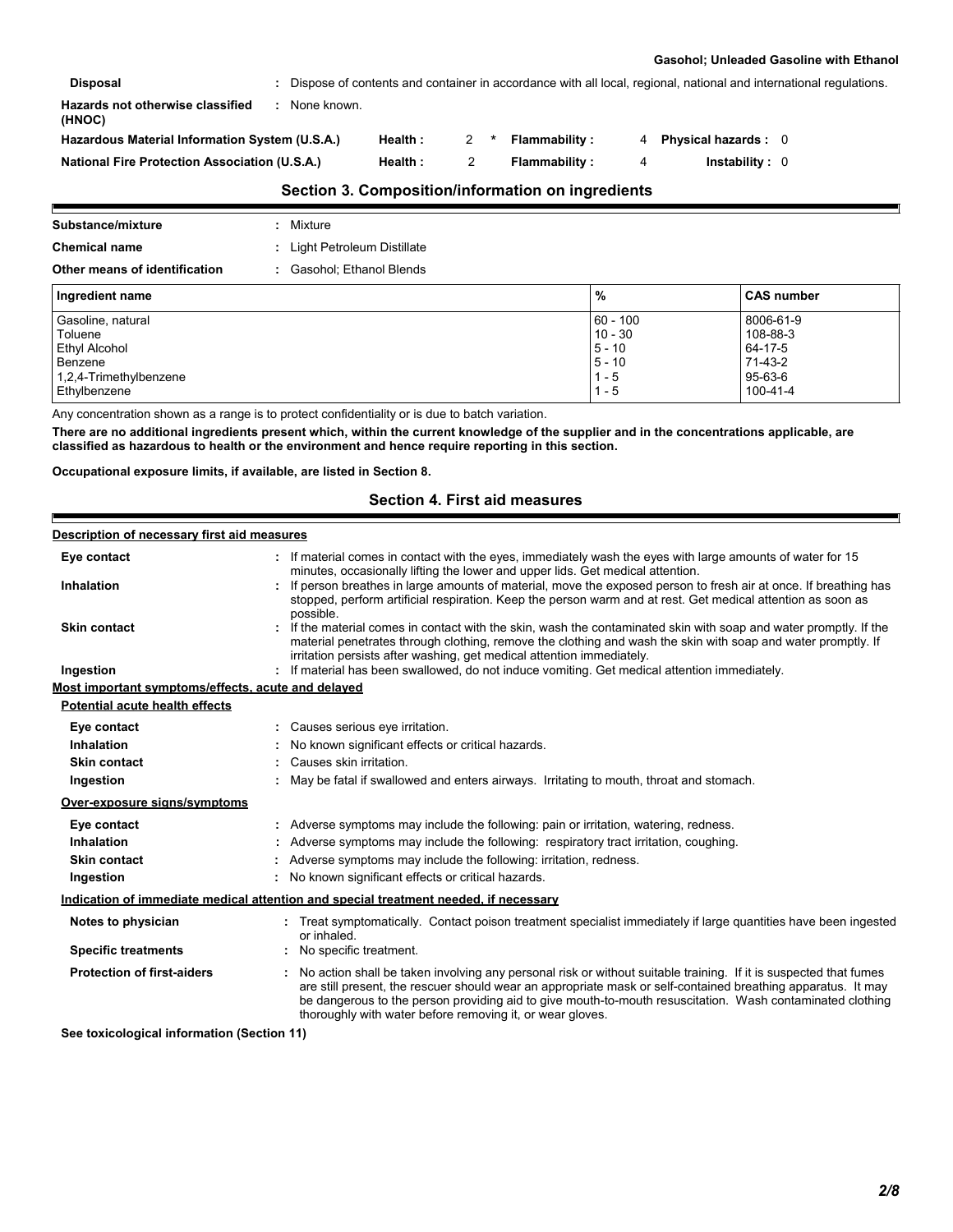| | | | | | | | |
|---|---|---|---|---|---|---|---|
| **Disposal** | : Dispose of contents and container in accordance with all local, regional, national and international regulations. | | | | | | |
| **Hazards not otherwise classified (HNOC)** | : None known. | | | | | | |
| **Hazardous Material Information System (U.S.A.)** | **Health :** | 2 * | **Flammability :** | 4 | **Physical hazards :** | 0 | |
| **National Fire Protection Association (U.S.A.)** | **Health :** | 2 | **Flammability :** | 4 | **Instability :** | 0 | |

## Section 3. Composition/information on ingredients

**Substance/mixture** : Mixture

**Chemical name** : Light Petroleum Distillate

**Other means of identification** : Gasohol; Ethanol Blends

| Ingredient name | % | CAS number |
|---|---|---|
| Gasoline, natural | 60 - 100 | 8006-61-9 |
| Toluene | 10 - 30 | 108-88-3 |
| Ethyl Alcohol | 5 - 10 | 64-17-5 |
| Benzene | 5 - 10 | 71-43-2 |
| 1,2,4-Trimethylbenzene | 1 - 5 | 95-63-6 |
| Ethylbenzene | 1 - 5 | 100-41-4 |

Any concentration shown as a range is to protect confidentiality or is due to batch variation.

**There are no additional ingredients present which, within the current knowledge of the supplier and in the concentrations applicable, are classified as hazardous to health or the environment and hence require reporting in this section.**

**Occupational exposure limits, if available, are listed in Section 8.**

## Section 4. First aid measures

**Description of necessary first aid measures**

**Eye contact** : If material comes in contact with the eyes, immediately wash the eyes with large amounts of water for 15 minutes, occasionally lifting the lower and upper lids. Get medical attention.

**Inhalation** : If person breathes in large amounts of material, move the exposed person to fresh air at once. If breathing has stopped, perform artificial respiration. Keep the person warm and at rest. Get medical attention as soon as possible.

**Skin contact** : If the material comes in contact with the skin, wash the contaminated skin with soap and water promptly. If the material penetrates through clothing, remove the clothing and wash the skin with soap and water promptly. If irritation persists after washing, get medical attention immediately.

**Ingestion** : If material has been swallowed, do not induce vomiting. Get medical attention immediately.

**Most important symptoms/effects, acute and delayed**

**Potential acute health effects**

**Eye contact** : Causes serious eye irritation.

**Inhalation** : No known significant effects or critical hazards.

**Skin contact** : Causes skin irritation.

**Ingestion** : May be fatal if swallowed and enters airways. Irritating to mouth, throat and stomach.

**Over-exposure signs/symptoms**

**Eye contact** : Adverse symptoms may include the following: pain or irritation, watering, redness.

**Inhalation** : Adverse symptoms may include the following: respiratory tract irritation, coughing.

**Skin contact** : Adverse symptoms may include the following: irritation, redness.

**Ingestion** : No known significant effects or critical hazards.

**Indication of immediate medical attention and special treatment needed, if necessary**

**Notes to physician** : Treat symptomatically. Contact poison treatment specialist immediately if large quantities have been ingested or inhaled.

**Specific treatments** : No specific treatment.

**Protection of first-aiders** : No action shall be taken involving any personal risk or without suitable training. If it is suspected that fumes are still present, the rescuer should wear an appropriate mask or self-contained breathing apparatus. It may be dangerous to the person providing aid to give mouth-to-mouth resuscitation. Wash contaminated clothing thoroughly with water before removing it, or wear gloves.

**See toxicological information (Section 11)**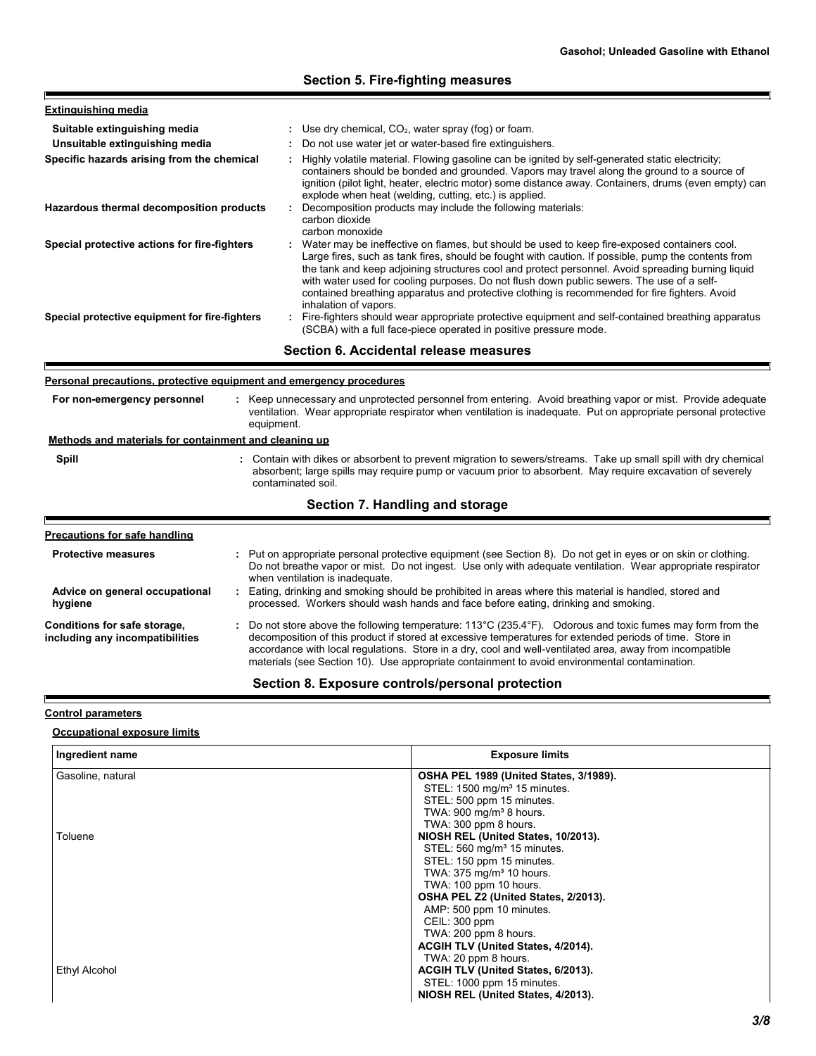## Section 5. Fire-fighting measures

**Extinguishing media**

| | |
|---|---|
| **Suitable extinguishing media** | : Use dry chemical, $CO_2$, water spray (fog) or foam. |
| **Unsuitable extinguishing media** | : Do not use water jet or water-based fire extinguishers. |
| **Specific hazards arising from the chemical** | : Highly volatile material. Flowing gasoline can be ignited by self-generated static electricity; containers should be bonded and grounded. Vapors may travel along the ground to a source of ignition (pilot light, heater, electric motor) some distance away. Containers, drums (even empty) can explode when heat (welding, cutting, etc.) is applied. |
| **Hazardous thermal decomposition products** | : Decomposition products may include the following materials: carbon dioxide carbon monoxide |
| **Special protective actions for fire-fighters** | : Water may be ineffective on flames, but should be used to keep fire-exposed containers cool. Large fires, such as tank fires, should be fought with caution. If possible, pump the contents from the tank and keep adjoining structures cool and protect personnel. Avoid spreading burning liquid with water used for cooling purposes. Do not flush down public sewers. The use of a self-contained breathing apparatus and protective clothing is recommended for fire fighters. Avoid inhalation of vapors. |
| **Special protective equipment for fire-fighters** | : Fire-fighters should wear appropriate protective equipment and self-contained breathing apparatus (SCBA) with a full face-piece operated in positive pressure mode. |

## Section 6. Accidental release measures

**Personal precautions, protective equipment and emergency procedures**

| | |
|---|---|
| **For non-emergency personnel** | : Keep unnecessary and unprotected personnel from entering. Avoid breathing vapor or mist. Provide adequate ventilation. Wear appropriate respirator when ventilation is inadequate. Put on appropriate personal protective equipment. |

**Methods and materials for containment and cleaning up**

| | |
|---|---|
| **Spill** | : Contain with dikes or absorbent to prevent migration to sewers/streams. Take up small spill with dry chemical absorbent; large spills may require pump or vacuum prior to absorbent. May require excavation of severely contaminated soil. |

## Section 7. Handling and storage

**Precautions for safe handling**

| | |
|---|---|
| **Protective measures** | : Put on appropriate personal protective equipment (see Section 8). Do not get in eyes or on skin or clothing. Do not breathe vapor or mist. Do not ingest. Use only with adequate ventilation. Wear appropriate respirator when ventilation is inadequate. |
| **Advice on general occupational hygiene** | : Eating, drinking and smoking should be prohibited in areas where this material is handled, stored and processed. Workers should wash hands and face before eating, drinking and smoking. |
| **Conditions for safe storage, including any incompatibilities** | : Do not store above the following temperature: 113°C (235.4°F). Odorous and toxic fumes may form from the decomposition of this product if stored at excessive temperatures for extended periods of time. Store in accordance with local regulations. Store in a dry, cool and well-ventilated area, away from incompatible materials (see Section 10). Use appropriate containment to avoid environmental contamination. |

## Section 8. Exposure controls/personal protection

**Control parameters**

**Occupational exposure limits**

| Ingredient name | Exposure limits |
|---|---|
| Gasoline, natural | **OSHA PEL 1989 (United States, 3/1989).**<br>STEL: 1500 mg/m³ 15 minutes.<br>STEL: 500 ppm 15 minutes.<br>TWA: 900 mg/m³ 8 hours.<br>TWA: 300 ppm 8 hours. |
| Toluene | **NIOSH REL (United States, 10/2013).**<br>STEL: 560 mg/m³ 15 minutes.<br>STEL: 150 ppm 15 minutes.<br>TWA: 375 mg/m³ 10 hours.<br>TWA: 100 ppm 10 hours.<br>**OSHA PEL Z2 (United States, 2/2013).**<br>AMP: 500 ppm 10 minutes.<br>CEIL: 300 ppm<br>TWA: 200 ppm 8 hours.<br>**ACGIH TLV (United States, 4/2014).**<br>TWA: 20 ppm 8 hours. |
| Ethyl Alcohol | **ACGIH TLV (United States, 6/2013).**<br>STEL: 1000 ppm 15 minutes.<br>**NIOSH REL (United States, 4/2013).** |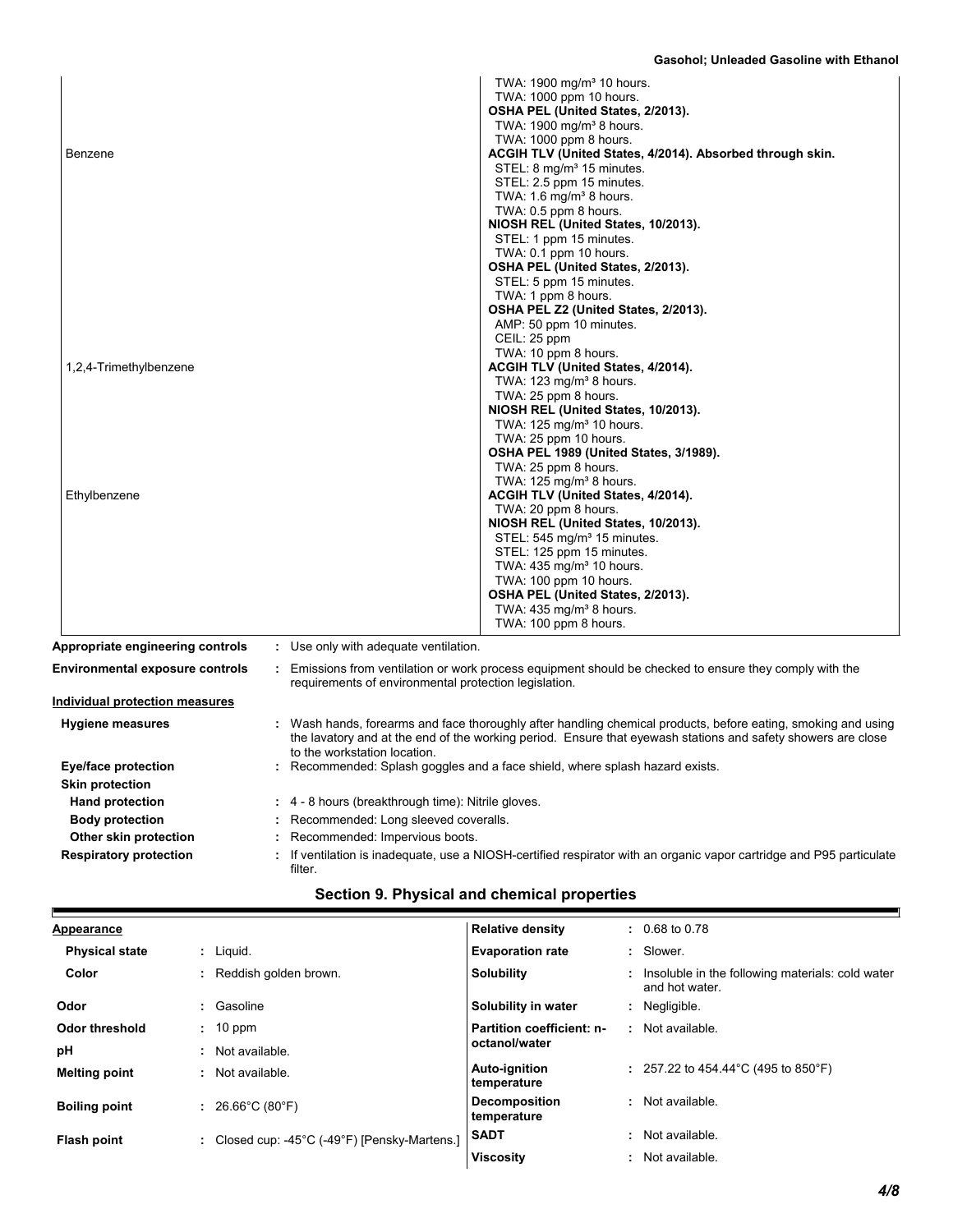| | |
|---|---|
| | TWA: 1900 mg/m³ 10 hours.<br>TWA: 1000 ppm 10 hours.<br>**OSHA PEL (United States, 2/2013).**<br>TWA: 1900 mg/m³ 8 hours.<br>TWA: 1000 ppm 8 hours. |
| Benzene | **ACGIH TLV (United States, 4/2014). Absorbed through skin.**<br>STEL: 8 mg/m³ 15 minutes.<br>STEL: 2.5 ppm 15 minutes.<br>TWA: 1.6 mg/m³ 8 hours.<br>TWA: 0.5 ppm 8 hours.<br>**NIOSH REL (United States, 10/2013).**<br>STEL: 1 ppm 15 minutes.<br>TWA: 0.1 ppm 10 hours.<br>**OSHA PEL (United States, 2/2013).**<br>STEL: 5 ppm 15 minutes.<br>TWA: 1 ppm 8 hours.<br>**OSHA PEL Z2 (United States, 2/2013).**<br>AMP: 50 ppm 10 minutes.<br>CEIL: 25 ppm<br>TWA: 10 ppm 8 hours. |
| 1,2,4-Trimethylbenzene | **ACGIH TLV (United States, 4/2014).**<br>TWA: 123 mg/m³ 8 hours.<br>TWA: 25 ppm 8 hours.<br>**NIOSH REL (United States, 10/2013).**<br>TWA: 125 mg/m³ 10 hours.<br>TWA: 25 ppm 10 hours.<br>**OSHA PEL 1989 (United States, 3/1989).**<br>TWA: 25 ppm 8 hours.<br>TWA: 125 mg/m³ 8 hours. |
| Ethylbenzene | **ACGIH TLV (United States, 4/2014).**<br>TWA: 20 ppm 8 hours.<br>**NIOSH REL (United States, 10/2013).**<br>STEL: 545 mg/m³ 15 minutes.<br>STEL: 125 ppm 15 minutes.<br>TWA: 435 mg/m³ 10 hours.<br>TWA: 100 ppm 10 hours.<br>**OSHA PEL (United States, 2/2013).**<br>TWA: 435 mg/m³ 8 hours.<br>TWA: 100 ppm 8 hours. |

**Appropriate engineering controls** : Use only with adequate ventilation.

**Environmental exposure controls** : Emissions from ventilation or work process equipment should be checked to ensure they comply with the requirements of environmental protection legislation.

**Individual protection measures**

**Hygiene measures** : Wash hands, forearms and face thoroughly after handling chemical products, before eating, smoking and using the lavatory and at the end of the working period. Ensure that eyewash stations and safety showers are close to the workstation location.

**Eye/face protection** : Recommended: Splash goggles and a face shield, where splash hazard exists.

**Skin protection**

**Hand protection** : 4 - 8 hours (breakthrough time): Nitrile gloves.

**Body protection** : Recommended: Long sleeved coveralls.

**Other skin protection** : Recommended: Impervious boots.

**Respiratory protection** : If ventilation is inadequate, use a NIOSH-certified respirator with an organic vapor cartridge and P95 particulate filter.

## Section 9. Physical and chemical properties

**Appearance**

**Physical state** : Liquid.

**Color** : Reddish golden brown.

**Odor** : Gasoline

**Odor threshold** : 10 ppm

**pH** : Not available.

**Melting point** : Not available.

**Boiling point** : 26.66°C (80°F)

**Flash point** : Closed cup: -45°C (-49°F) [Pensky-Martens.]

**Relative density** : 0.68 to 0.78

**Evaporation rate** : Slower.

**Solubility** : Insoluble in the following materials: cold water and hot water.

**Solubility in water** : Negligible.

**Partition coefficient: n-octanol/water** : Not available.

**Auto-ignition temperature** : 257.22 to 454.44°C (495 to 850°F)

**Decomposition temperature** : Not available.

**SADT** : Not available.

**Viscosity** : Not available.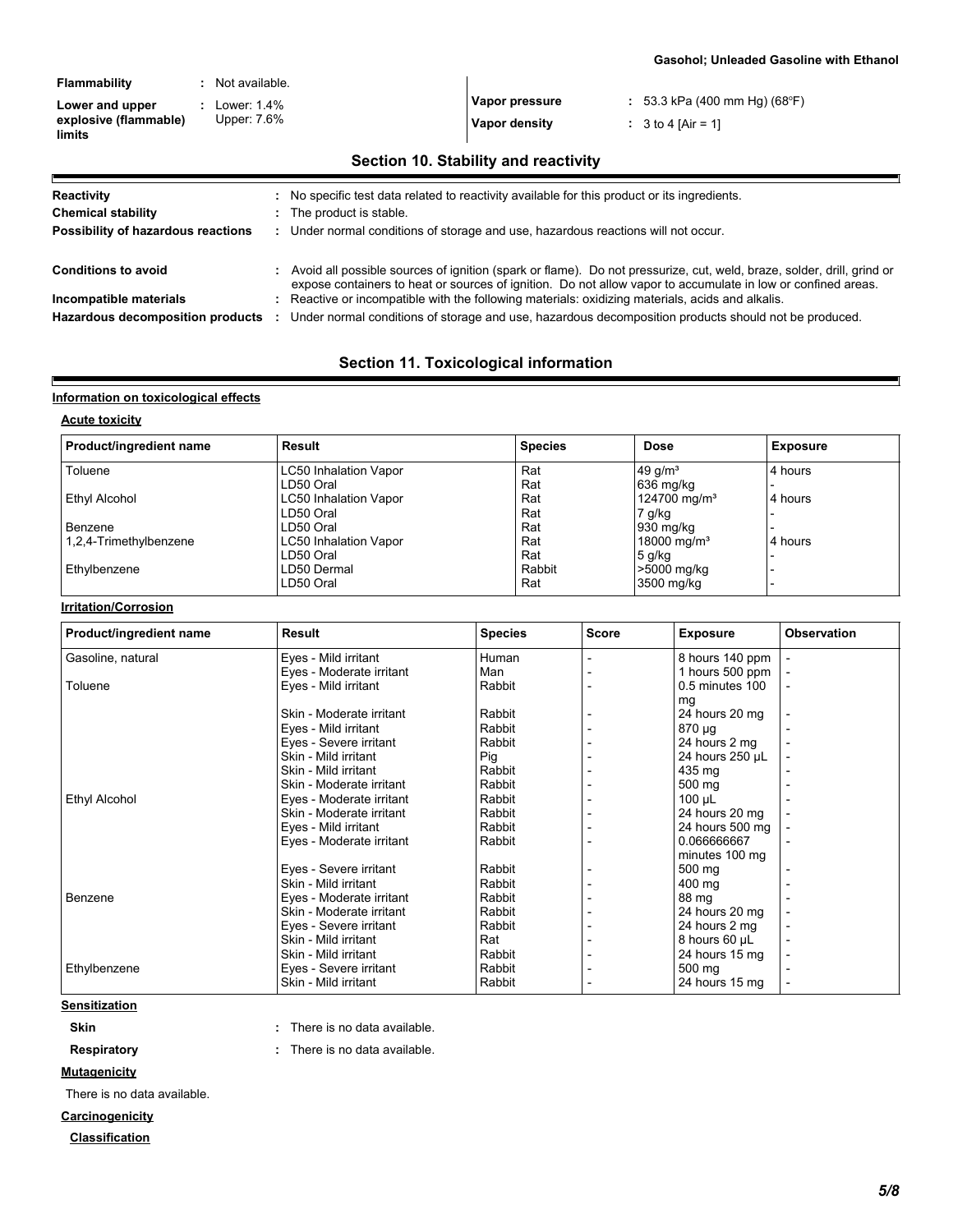| | | | |
|---|---|---|---|
| **Flammability** | : Not available. | | |
| **Lower and upper explosive (flammable) limits** | : Lower: 1.4%<br>Upper: 7.6% | **Vapor pressure** | : 53.3 kPa (400 mm Hg) (68°F) |
| | | **Vapor density** | : 3 to 4 [Air = 1] |

## Section 10. Stability and reactivity

| | |
|---|---|
| **Reactivity** | : No specific test data related to reactivity available for this product or its ingredients. |
| **Chemical stability** | : The product is stable. |
| **Possibility of hazardous reactions** | : Under normal conditions of storage and use, hazardous reactions will not occur. |
| **Conditions to avoid** | : Avoid all possible sources of ignition (spark or flame). Do not pressurize, cut, weld, braze, solder, drill, grind or expose containers to heat or sources of ignition. Do not allow vapor to accumulate in low or confined areas. |
| **Incompatible materials** | : Reactive or incompatible with the following materials: oxidizing materials, acids and alkalis. |
| **Hazardous decomposition products** | : Under normal conditions of storage and use, hazardous decomposition products should not be produced. |

## Section 11. Toxicological information

**Information on toxicological effects**

**Acute toxicity**

| Product/ingredient name | Result | Species | Dose | Exposure |
|---|---|---|---|---|
| Toluene | LC50 Inhalation Vapor | Rat | 49 g/m³ | 4 hours |
| | LD50 Oral | Rat | 636 mg/kg | - |
| Ethyl Alcohol | LC50 Inhalation Vapor | Rat | 124700 mg/m³ | 4 hours |
| | LD50 Oral | Rat | 7 g/kg | - |
| Benzene | LD50 Oral | Rat | 930 mg/kg | - |
| 1,2,4-Trimethylbenzene | LC50 Inhalation Vapor | Rat | 18000 mg/m³ | 4 hours |
| | LD50 Oral | Rat | 5 g/kg | - |
| Ethylbenzene | LD50 Dermal | Rabbit | >5000 mg/kg | - |
| | LD50 Oral | Rat | 3500 mg/kg | - |

**Irritation/Corrosion**

| Product/ingredient name | Result | Species | Score | Exposure | Observation |
|---|---|---|---|---|---|
| Gasoline, natural | Eyes - Mild irritant | Human | - | 8 hours 140 ppm | - |
| | Eyes - Moderate irritant | Man | - | 1 hours 500 ppm | - |
| Toluene | Eyes - Mild irritant | Rabbit | - | 0.5 minutes 100 mg | - |
| | Skin - Moderate irritant | Rabbit | - | 24 hours 20 mg | - |
| | Eyes - Mild irritant | Rabbit | - | 870 µg | - |
| | Eyes - Severe irritant | Rabbit | - | 24 hours 2 mg | - |
| | Skin - Mild irritant | Pig | - | 24 hours 250 µL | - |
| | Skin - Mild irritant | Rabbit | - | 435 mg | - |
| | Skin - Moderate irritant | Rabbit | - | 500 mg | - |
| Ethyl Alcohol | Eyes - Moderate irritant | Rabbit | - | 100 µL | - |
| | Skin - Moderate irritant | Rabbit | - | 24 hours 20 mg | - |
| | Eyes - Mild irritant | Rabbit | - | 24 hours 500 mg | - |
| | Eyes - Moderate irritant | Rabbit | - | 0.066666667 minutes 100 mg | - |
| | Eyes - Severe irritant | Rabbit | - | 500 mg | - |
| | Skin - Mild irritant | Rabbit | - | 400 mg | - |
| Benzene | Eyes - Moderate irritant | Rabbit | - | 88 mg | - |
| | Skin - Moderate irritant | Rabbit | - | 24 hours 20 mg | - |
| | Eyes - Severe irritant | Rabbit | - | 24 hours 2 mg | - |
| | Skin - Mild irritant | Rat | - | 8 hours 60 µL | - |
| | Skin - Mild irritant | Rabbit | - | 24 hours 15 mg | - |
| Ethylbenzene | Eyes - Severe irritant | Rabbit | - | 500 mg | - |
| | Skin - Mild irritant | Rabbit | - | 24 hours 15 mg | - |

**Sensitization**

**Skin** : There is no data available.

**Respiratory** : There is no data available.

**Mutagenicity**

There is no data available.

**Carcinogenicity**

**Classification**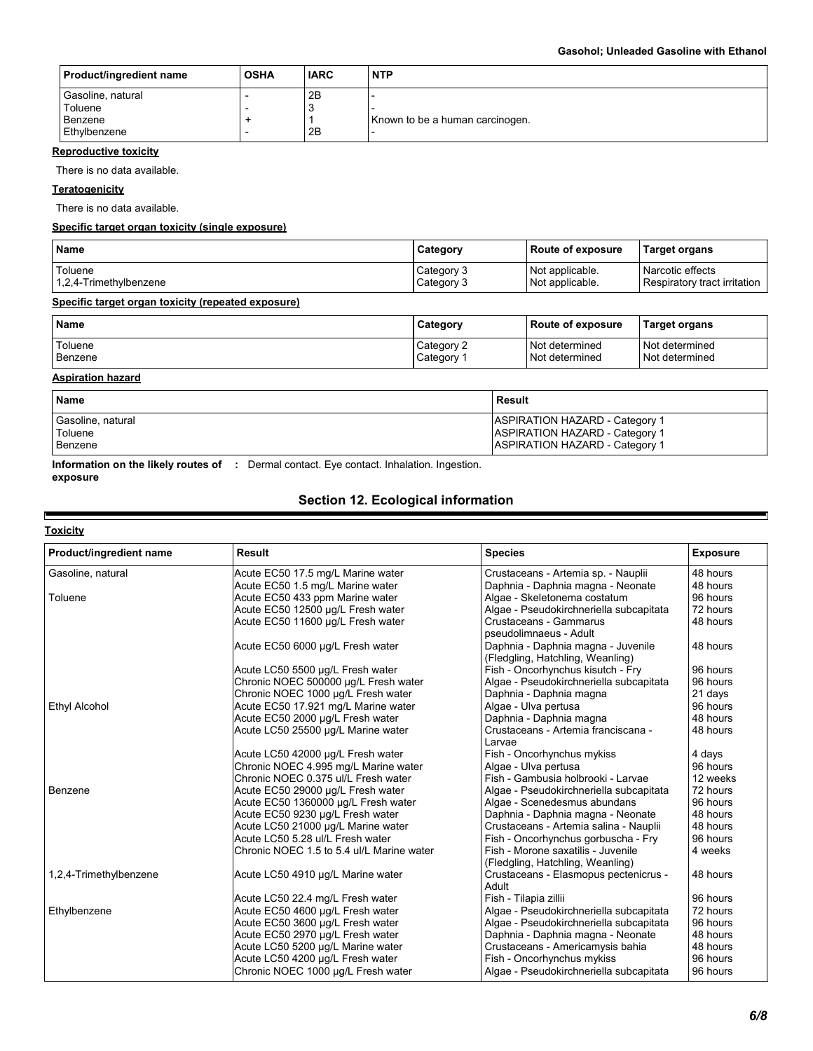| Product/ingredient name | OSHA | IARC | NTP |
|---|---|---|---|
| Gasoline, natural | - | 2B | - |
| Toluene | - | 3 | - |
| Benzene | + | 1 | Known to be a human carcinogen. |
| Ethylbenzene | - | 2B | - |

**Reproductive toxicity**

There is no data available.

**Teratogenicity**

There is no data available.

**Specific target organ toxicity (single exposure)**

| Name | Category | Route of exposure | Target organs |
|---|---|---|---|
| Toluene | Category 3 | Not applicable. | Narcotic effects |
| 1,2,4-Trimethylbenzene | Category 3 | Not applicable. | Respiratory tract irritation |

**Specific target organ toxicity (repeated exposure)**

| Name | Category | Route of exposure | Target organs |
|---|---|---|---|
| Toluene | Category 2 | Not determined | Not determined |
| Benzene | Category 1 | Not determined | Not determined |

**Aspiration hazard**

| Name | Result |
|---|---|
| Gasoline, natural | ASPIRATION HAZARD - Category 1 |
| Toluene | ASPIRATION HAZARD - Category 1 |
| Benzene | ASPIRATION HAZARD - Category 1 |

**Information on the likely routes of exposure** : Dermal contact. Eye contact. Inhalation. Ingestion.

## Section 12. Ecological information

**Toxicity**

| Product/ingredient name | Result | Species | Exposure |
|---|---|---|---|
| Gasoline, natural | Acute EC50 17.5 mg/L Marine water | Crustaceans - Artemia sp. - Nauplii | 48 hours |
| | Acute EC50 1.5 mg/L Marine water | Daphnia - Daphnia magna - Neonate | 48 hours |
| Toluene | Acute EC50 433 ppm Marine water | Algae - Skeletonema costatum | 96 hours |
| | Acute EC50 12500 µg/L Fresh water | Algae - Pseudokirchneriella subcapitata | 72 hours |
| | Acute EC50 11600 µg/L Fresh water | Crustaceans - Gammarus pseudolimnaeus - Adult | 48 hours |
| | Acute EC50 6000 µg/L Fresh water | Daphnia - Daphnia magna - Juvenile (Fledgling, Hatchling, Weanling) | 48 hours |
| | Acute LC50 5500 µg/L Fresh water | Fish - Oncorhynchus kisutch - Fry | 96 hours |
| | Chronic NOEC 500000 µg/L Fresh water | Algae - Pseudokirchneriella subcapitata | 96 hours |
| | Chronic NOEC 1000 µg/L Fresh water | Daphnia - Daphnia magna | 21 days |
| Ethyl Alcohol | Acute EC50 17.921 mg/L Marine water | Algae - Ulva pertusa | 96 hours |
| | Acute EC50 2000 µg/L Fresh water | Daphnia - Daphnia magna | 48 hours |
| | Acute LC50 25500 µg/L Marine water | Crustaceans - Artemia franciscana - Larvae | 48 hours |
| | Acute LC50 42000 µg/L Fresh water | Fish - Oncorhynchus mykiss | 4 days |
| | Chronic NOEC 4.995 mg/L Marine water | Algae - Ulva pertusa | 96 hours |
| | Chronic NOEC 0.375 ul/L Fresh water | Fish - Gambusia holbrooki - Larvae | 12 weeks |
| Benzene | Acute EC50 29000 µg/L Fresh water | Algae - Pseudokirchneriella subcapitata | 72 hours |
| | Acute EC50 1360000 µg/L Fresh water | Algae - Scenedesmus abundans | 96 hours |
| | Acute EC50 9230 µg/L Fresh water | Daphnia - Daphnia magna - Neonate | 48 hours |
| | Acute LC50 21000 µg/L Marine water | Crustaceans - Artemia salina - Nauplii | 48 hours |
| | Acute LC50 5.28 ul/L Fresh water | Fish - Oncorhynchus gorbuscha - Fry | 96 hours |
| | Chronic NOEC 1.5 to 5.4 ul/L Marine water | Fish - Morone saxatilis - Juvenile (Fledgling, Hatchling, Weanling) | 4 weeks |
| 1,2,4-Trimethylbenzene | Acute LC50 4910 µg/L Marine water | Crustaceans - Elasmopus pectenicrus - Adult | 48 hours |
| | Acute LC50 22.4 mg/L Fresh water | Fish - Tilapia zillii | 96 hours |
| Ethylbenzene | Acute EC50 4600 µg/L Fresh water | Algae - Pseudokirchneriella subcapitata | 72 hours |
| | Acute EC50 3600 µg/L Fresh water | Algae - Pseudokirchneriella subcapitata | 96 hours |
| | Acute EC50 2970 µg/L Fresh water | Daphnia - Daphnia magna - Neonate | 48 hours |
| | Acute LC50 5200 µg/L Marine water | Crustaceans - Americamysis bahia | 48 hours |
| | Acute LC50 4200 µg/L Fresh water | Fish - Oncorhynchus mykiss | 96 hours |
| | Chronic NOEC 1000 µg/L Fresh water | Algae - Pseudokirchneriella subcapitata | 96 hours |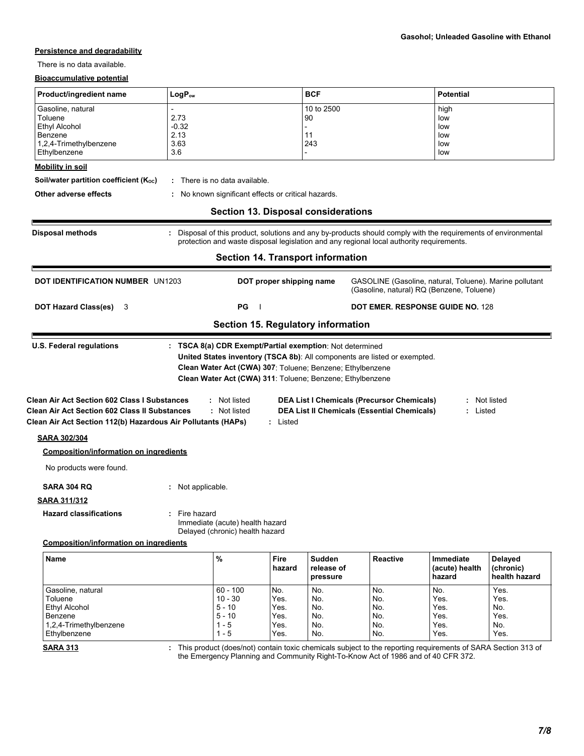**Persistence and degradability**

There is no data available.

**Bioaccumulative potential**

| Product/ingredient name | $LogP_{ow}$ | BCF | Potential |
|---|---|---|---|
| Gasoline, natural | - | 10 to 2500 | high |
| Toluene | 2.73 | 90 | low |
| Ethyl Alcohol | -0.32 | - | low |
| Benzene | 2.13 | 11 | low |
| 1,2,4-Trimethylbenzene | 3.63 | 243 | low |
| Ethylbenzene | 3.6 | - | low |

**Mobility in soil**

**Soil/water partition coefficient ($K_{OC}$)** : There is no data available.

**Other adverse effects** : No known significant effects or critical hazards.

## Section 13. Disposal considerations

**Disposal methods** : Disposal of this product, solutions and any by-products should comply with the requirements of environmental protection and waste disposal legislation and any regional local authority requirements.

## Section 14. Transport information

**DOT IDENTIFICATION NUMBER** UN1203

**DOT proper shipping name** GASOLINE (Gasoline, natural, Toluene). Marine pollutant (Gasoline, natural) RQ (Benzene, Toluene)

**DOT Hazard Class(es)** 3

**PG** I

**DOT EMER. RESPONSE GUIDE NO.** 128

## Section 15. Regulatory information

**U.S. Federal regulations** : **TSCA 8(a) CDR Exempt/Partial exemption**: Not determined
**United States inventory (TSCA 8b)**: All components are listed or exempted.
**Clean Water Act (CWA) 307**: Toluene; Benzene; Ethylbenzene
**Clean Water Act (CWA) 311**: Toluene; Benzene; Ethylbenzene

**Clean Air Act Section 602 Class I Substances** : Not listed
**Clean Air Act Section 602 Class II Substances** : Not listed
**Clean Air Act Section 112(b) Hazardous Air Pollutants (HAPs)** : Listed

**DEA List I Chemicals (Precursor Chemicals)** : Not listed
**DEA List II Chemicals (Essential Chemicals)** : Listed

**SARA 302/304**

**Composition/information on ingredients**

No products were found.

**SARA 304 RQ** : Not applicable.

**SARA 311/312**

**Hazard classifications** : Fire hazard
Immediate (acute) health hazard
Delayed (chronic) health hazard

**Composition/information on ingredients**

| Name | % | Fire hazard | Sudden release of pressure | Reactive | Immediate (acute) health hazard | Delayed (chronic) health hazard |
|---|---|---|---|---|---|---|
| Gasoline, natural | 60 - 100 | No. | No. | No. | No. | Yes. |
| Toluene | 10 - 30 | Yes. | No. | No. | Yes. | Yes. |
| Ethyl Alcohol | 5 - 10 | Yes. | No. | No. | Yes. | No. |
| Benzene | 5 - 10 | Yes. | No. | No. | Yes. | Yes. |
| 1,2,4-Trimethylbenzene | 1 - 5 | Yes. | No. | No. | Yes. | No. |
| Ethylbenzene | 1 - 5 | Yes. | No. | No. | Yes. | Yes. |

**SARA 313** : This product (does/not) contain toxic chemicals subject to the reporting requirements of SARA Section 313 of the Emergency Planning and Community Right-To-Know Act of 1986 and of 40 CFR 372.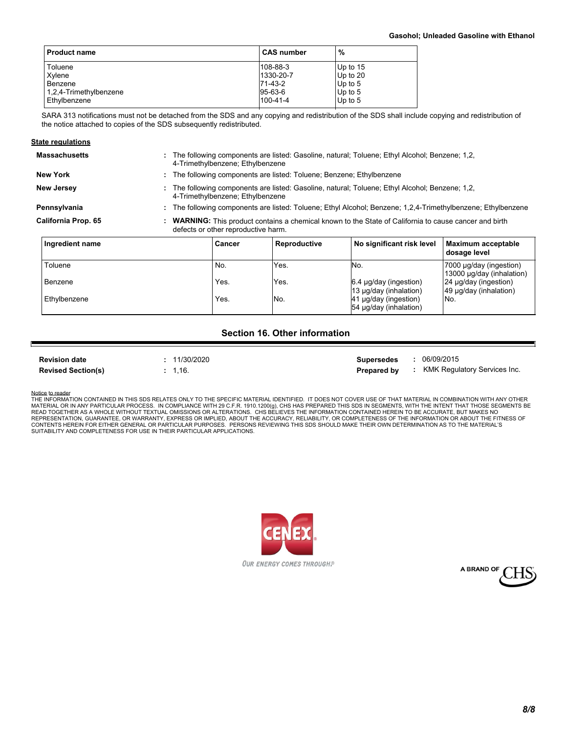| Product name | CAS number | % |
|---|---|---|
| Toluene | 108-88-3 | Up to 15 |
| Xylene | 1330-20-7 | Up to 20 |
| Benzene | 71-43-2 | Up to 5 |
| 1,2,4-Trimethylbenzene | 95-63-6 | Up to 5 |
| Ethylbenzene | 100-41-4 | Up to 5 |

SARA 313 notifications must not be detached from the SDS and any copying and redistribution of the SDS shall include copying and redistribution of the notice attached to copies of the SDS subsequently redistributed.

**State regulations**

**Massachusetts** : The following components are listed: Gasoline, natural; Toluene; Ethyl Alcohol; Benzene; 1,2, 4-Trimethylbenzene; Ethylbenzene

**New York** : The following components are listed: Toluene; Benzene; Ethylbenzene

**New Jersey** : The following components are listed: Gasoline, natural; Toluene; Ethyl Alcohol; Benzene; 1,2, 4-Trimethylbenzene; Ethylbenzene

**Pennsylvania** : The following components are listed: Toluene; Ethyl Alcohol; Benzene; 1,2,4-Trimethylbenzene; Ethylbenzene

**California Prop. 65** : **WARNING:** This product contains a chemical known to the State of California to cause cancer and birth defects or other reproductive harm.

| Ingredient name | Cancer | Reproductive | No significant risk level | Maximum acceptable dosage level |
|---|---|---|---|---|
| Toluene | No. | Yes. | No. | 7000 µg/day (ingestion) 13000 µg/day (inhalation) |
| Benzene | Yes. | Yes. | 6.4 µg/day (ingestion) 13 µg/day (inhalation) | 24 µg/day (ingestion) 49 µg/day (inhalation) |
| Ethylbenzene | Yes. | No. | 41 µg/day (ingestion) 54 µg/day (inhalation) | No. |

## Section 16. Other information

**Revision date** : 11/30/2020

**Revised Section(s)** : 1,16.

**Supersedes** : 06/09/2015

**Prepared by** : KMK Regulatory Services Inc.

Notice to reader

THE INFORMATION CONTAINED IN THIS SDS RELATES ONLY TO THE SPECIFIC MATERIAL IDENTIFIED. IT DOES NOT COVER USE OF THAT MATERIAL IN COMBINATION WITH ANY OTHER MATERIAL OR IN ANY PARTICULAR PROCESS. IN COMPLIANCE WITH 29 C.F.R. 1910.1200(g), CHS HAS PREPARED THIS SDS IN SEGMENTS, WITH THE INTENT THAT THOSE SEGMENTS BE READ TOGETHER AS A WHOLE WITHOUT TEXTUAL OMISSIONS OR ALTERATIONS. CHS BELIEVES THE INFORMATION CONTAINED HEREIN TO BE ACCURATE, BUT MAKES NO REPRESENTATION, GUARANTEE, OR WARRANTY, EXPRESS OR IMPLIED, ABOUT THE ACCURACY, RELIABILITY, OR COMPLETENESS OF THE INFORMATION OR ABOUT THE FITNESS OF CONTENTS HEREIN FOR EITHER GENERAL OR PARTICULAR PURPOSES. PERSONS REVIEWING THIS SDS SHOULD MAKE THEIR OWN DETERMINATION AS TO THE MATERIAL'S SUITABILITY AND COMPLETENESS FOR USE IN THEIR PARTICULAR APPLICATIONS.

CENEX®

*OUR ENERGY COMES THROUGH.®*

A BRAND OF CHS